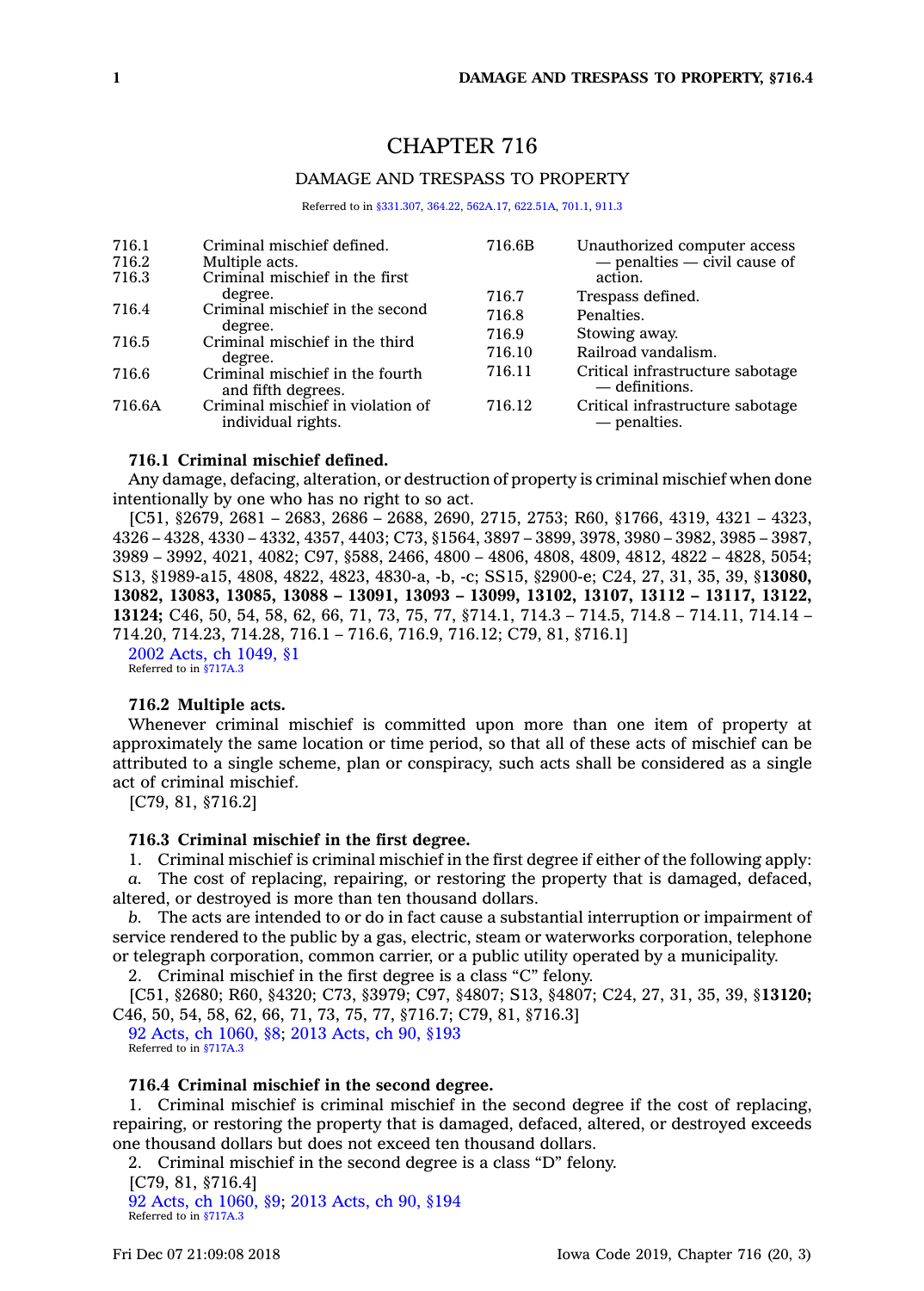# CHAPTER 716

## DAMAGE AND TRESPASS TO PROPERTY

Referred to in §331.307, 364.22, 562A.17, 622.51A, 701.1, 911.3

| | | | |
|---|---|---|---|
| 716.1 | Criminal mischief defined. | 716.6B | Unauthorized computer access — penalties — civil cause of action. |
| 716.2 | Multiple acts. | 716.7 | Trespass defined. |
| 716.3 | Criminal mischief in the first degree. | 716.8 | Penalties. |
| 716.4 | Criminal mischief in the second degree. | 716.9 | Stowing away. |
| 716.5 | Criminal mischief in the third degree. | 716.10 | Railroad vandalism. |
| 716.6 | Criminal mischief in the fourth and fifth degrees. | 716.11 | Critical infrastructure sabotage — definitions. |
| 716.6A | Criminal mischief in violation of individual rights. | 716.12 | Critical infrastructure sabotage — penalties. |

**716.1 Criminal mischief defined.**

Any damage, defacing, alteration, or destruction of property is criminal mischief when done intentionally by one who has no right to so act.

[C51, §2679, 2681 – 2683, 2686 – 2688, 2690, 2715, 2753; R60, §1766, 4319, 4321 – 4323, 4326 – 4328, 4330 – 4332, 4357, 4403; C73, §1564, 3897 – 3899, 3978, 3980 – 3982, 3985 – 3987, 3989 – 3992, 4021, 4082; C97, §588, 2466, 4800 – 4806, 4808, 4809, 4812, 4822 – 4828, 5054; S13, §1989-a15, 4808, 4822, 4823, 4830-a, -b, -c; SS15, §2900-e; C24, 27, 31, 35, 39, §**13080, 13082, 13083, 13085, 13088 – 13091, 13093 – 13099, 13102, 13107, 13112 – 13117, 13122, 13124;** C46, 50, 54, 58, 62, 66, 71, 73, 75, 77, §714.1, 714.3 – 714.5, 714.8 – 714.11, 714.14 – 714.20, 714.23, 714.28, 716.1 – 716.6, 716.9, 716.12; C79, 81, §716.1]

2002 Acts, ch 1049, §1

Referred to in §717A.3

**716.2 Multiple acts.**

Whenever criminal mischief is committed upon more than one item of property at approximately the same location or time period, so that all of these acts of mischief can be attributed to a single scheme, plan or conspiracy, such acts shall be considered as a single act of criminal mischief.

[C79, 81, §716.2]

**716.3 Criminal mischief in the first degree.**

1. Criminal mischief is criminal mischief in the first degree if either of the following apply:

*a.* The cost of replacing, repairing, or restoring the property that is damaged, defaced, altered, or destroyed is more than ten thousand dollars.

*b.* The acts are intended to or do in fact cause a substantial interruption or impairment of service rendered to the public by a gas, electric, steam or waterworks corporation, telephone or telegraph corporation, common carrier, or a public utility operated by a municipality.

2. Criminal mischief in the first degree is a class "C" felony.

[C51, §2680; R60, §4320; C73, §3979; C97, §4807; S13, §4807; C24, 27, 31, 35, 39, §**13120;** C46, 50, 54, 58, 62, 66, 71, 73, 75, 77, §716.7; C79, 81, §716.3]

92 Acts, ch 1060, §8; 2013 Acts, ch 90, §193

Referred to in §717A.3

**716.4 Criminal mischief in the second degree.**

1. Criminal mischief is criminal mischief in the second degree if the cost of replacing, repairing, or restoring the property that is damaged, defaced, altered, or destroyed exceeds one thousand dollars but does not exceed ten thousand dollars.

2. Criminal mischief in the second degree is a class "D" felony.

[C79, 81, §716.4]

92 Acts, ch 1060, §9; 2013 Acts, ch 90, §194

Referred to in §717A.3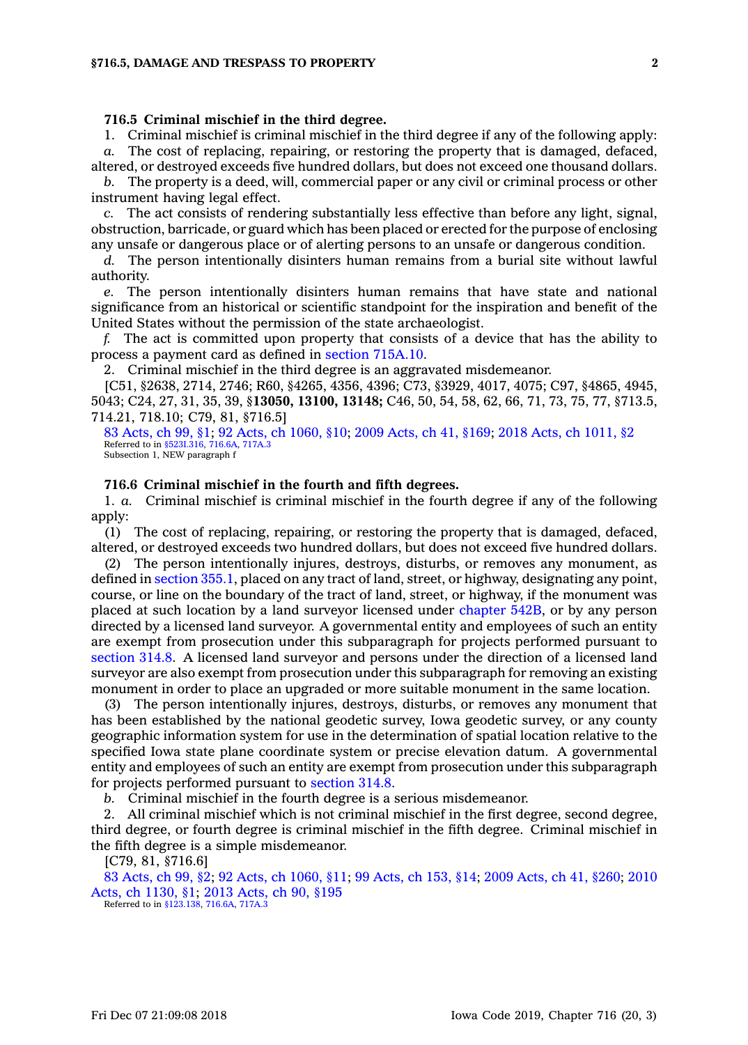**716.5 Criminal mischief in the third degree.**

1. Criminal mischief is criminal mischief in the third degree if any of the following apply:

*a.* The cost of replacing, repairing, or restoring the property that is damaged, defaced, altered, or destroyed exceeds five hundred dollars, but does not exceed one thousand dollars.

*b.* The property is a deed, will, commercial paper or any civil or criminal process or other instrument having legal effect.

*c.* The act consists of rendering substantially less effective than before any light, signal, obstruction, barricade, or guard which has been placed or erected for the purpose of enclosing any unsafe or dangerous place or of alerting persons to an unsafe or dangerous condition.

*d.* The person intentionally disinters human remains from a burial site without lawful authority.

*e.* The person intentionally disinters human remains that have state and national significance from an historical or scientific standpoint for the inspiration and benefit of the United States without the permission of the state archaeologist.

*f.* The act is committed upon property that consists of a device that has the ability to process a payment card as defined in section 715A.10.

2. Criminal mischief in the third degree is an aggravated misdemeanor.

[C51, §2638, 2714, 2746; R60, §4265, 4356, 4396; C73, §3929, 4017, 4075; C97, §4865, 4945, 5043; C24, 27, 31, 35, 39, §**13050, 13100, 13148;** C46, 50, 54, 58, 62, 66, 71, 73, 75, 77, §713.5, 714.21, 718.10; C79, 81, §716.5]

83 Acts, ch 99, §1; 92 Acts, ch 1060, §10; 2009 Acts, ch 41, §169; 2018 Acts, ch 1011, §2

Referred to in §523I.316, 716.6A, 717A.3

Subsection 1, NEW paragraph f

**716.6 Criminal mischief in the fourth and fifth degrees.**

1. *a.* Criminal mischief is criminal mischief in the fourth degree if any of the following apply:

(1) The cost of replacing, repairing, or restoring the property that is damaged, defaced, altered, or destroyed exceeds two hundred dollars, but does not exceed five hundred dollars.

(2) The person intentionally injures, destroys, disturbs, or removes any monument, as defined in section 355.1, placed on any tract of land, street, or highway, designating any point, course, or line on the boundary of the tract of land, street, or highway, if the monument was placed at such location by a land surveyor licensed under chapter 542B, or by any person directed by a licensed land surveyor. A governmental entity and employees of such an entity are exempt from prosecution under this subparagraph for projects performed pursuant to section 314.8. A licensed land surveyor and persons under the direction of a licensed land surveyor are also exempt from prosecution under this subparagraph for removing an existing monument in order to place an upgraded or more suitable monument in the same location.

(3) The person intentionally injures, destroys, disturbs, or removes any monument that has been established by the national geodetic survey, Iowa geodetic survey, or any county geographic information system for use in the determination of spatial location relative to the specified Iowa state plane coordinate system or precise elevation datum. A governmental entity and employees of such an entity are exempt from prosecution under this subparagraph for projects performed pursuant to section 314.8.

*b.* Criminal mischief in the fourth degree is a serious misdemeanor.

2. All criminal mischief which is not criminal mischief in the first degree, second degree, third degree, or fourth degree is criminal mischief in the fifth degree. Criminal mischief in the fifth degree is a simple misdemeanor.

[C79, 81, §716.6]

83 Acts, ch 99, §2; 92 Acts, ch 1060, §11; 99 Acts, ch 153, §14; 2009 Acts, ch 41, §260; 2010 Acts, ch 1130, §1; 2013 Acts, ch 90, §195

Referred to in §123.138, 716.6A, 717A.3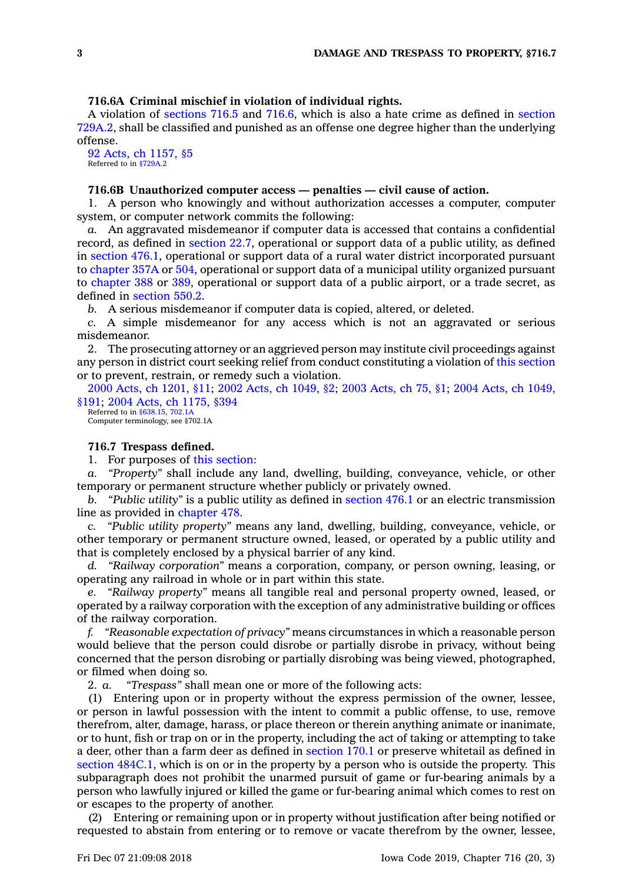### 716.6A Criminal mischief in violation of individual rights.

A violation of sections 716.5 and 716.6, which is also a hate crime as defined in section 729A.2, shall be classified and punished as an offense one degree higher than the underlying offense.

92 Acts, ch 1157, §5
Referred to in §729A.2

### 716.6B Unauthorized computer access — penalties — civil cause of action.

1. A person who knowingly and without authorization accesses a computer, computer system, or computer network commits the following:

*a.* An aggravated misdemeanor if computer data is accessed that contains a confidential record, as defined in section 22.7, operational or support data of a public utility, as defined in section 476.1, operational or support data of a rural water district incorporated pursuant to chapter 357A or 504, operational or support data of a municipal utility organized pursuant to chapter 388 or 389, operational or support data of a public airport, or a trade secret, as defined in section 550.2.

*b.* A serious misdemeanor if computer data is copied, altered, or deleted.

*c.* A simple misdemeanor for any access which is not an aggravated or serious misdemeanor.

2. The prosecuting attorney or an aggrieved person may institute civil proceedings against any person in district court seeking relief from conduct constituting a violation of this section or to prevent, restrain, or remedy such a violation.

2000 Acts, ch 1201, §11; 2002 Acts, ch 1049, §2; 2003 Acts, ch 75, §1; 2004 Acts, ch 1049, §191; 2004 Acts, ch 1175, §394
Referred to in §638.15, 702.1A
Computer terminology, see §702.1A

### 716.7 Trespass defined.

1. For purposes of this section:

*a.* *"Property"* shall include any land, dwelling, building, conveyance, vehicle, or other temporary or permanent structure whether publicly or privately owned.

*b.* *"Public utility"* is a public utility as defined in section 476.1 or an electric transmission line as provided in chapter 478.

*c.* *"Public utility property"* means any land, dwelling, building, conveyance, vehicle, or other temporary or permanent structure owned, leased, or operated by a public utility and that is completely enclosed by a physical barrier of any kind.

*d.* *"Railway corporation"* means a corporation, company, or person owning, leasing, or operating any railroad in whole or in part within this state.

*e.* *"Railway property"* means all tangible real and personal property owned, leased, or operated by a railway corporation with the exception of any administrative building or offices of the railway corporation.

*f.* *"Reasonable expectation of privacy"* means circumstances in which a reasonable person would believe that the person could disrobe or partially disrobe in privacy, without being concerned that the person disrobing or partially disrobing was being viewed, photographed, or filmed when doing so.

2. *a.* *"Trespass"* shall mean one or more of the following acts:

(1) Entering upon or in property without the express permission of the owner, lessee, or person in lawful possession with the intent to commit a public offense, to use, remove therefrom, alter, damage, harass, or place thereon or therein anything animate or inanimate, or to hunt, fish or trap on or in the property, including the act of taking or attempting to take a deer, other than a farm deer as defined in section 170.1 or preserve whitetail as defined in section 484C.1, which is on or in the property by a person who is outside the property. This subparagraph does not prohibit the unarmed pursuit of game or fur-bearing animals by a person who lawfully injured or killed the game or fur-bearing animal which comes to rest on or escapes to the property of another.

(2) Entering or remaining upon or in property without justification after being notified or requested to abstain from entering or to remove or vacate therefrom by the owner, lessee,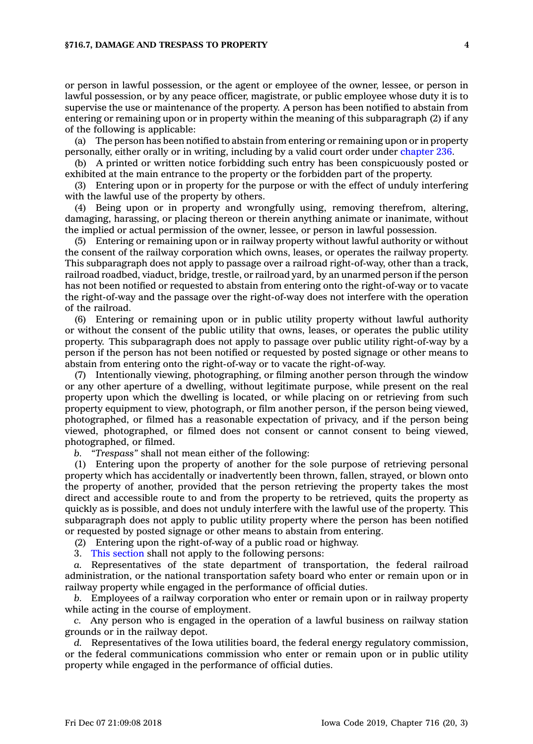or person in lawful possession, or the agent or employee of the owner, lessee, or person in lawful possession, or by any peace officer, magistrate, or public employee whose duty it is to supervise the use or maintenance of the property. A person has been notified to abstain from entering or remaining upon or in property within the meaning of this subparagraph (2) if any of the following is applicable:

(a) The person has been notified to abstain from entering or remaining upon or in property personally, either orally or in writing, including by a valid court order under chapter 236.

(b) A printed or written notice forbidding such entry has been conspicuously posted or exhibited at the main entrance to the property or the forbidden part of the property.

(3) Entering upon or in property for the purpose or with the effect of unduly interfering with the lawful use of the property by others.

(4) Being upon or in property and wrongfully using, removing therefrom, altering, damaging, harassing, or placing thereon or therein anything animate or inanimate, without the implied or actual permission of the owner, lessee, or person in lawful possession.

(5) Entering or remaining upon or in railway property without lawful authority or without the consent of the railway corporation which owns, leases, or operates the railway property. This subparagraph does not apply to passage over a railroad right-of-way, other than a track, railroad roadbed, viaduct, bridge, trestle, or railroad yard, by an unarmed person if the person has not been notified or requested to abstain from entering onto the right-of-way or to vacate the right-of-way and the passage over the right-of-way does not interfere with the operation of the railroad.

(6) Entering or remaining upon or in public utility property without lawful authority or without the consent of the public utility that owns, leases, or operates the public utility property. This subparagraph does not apply to passage over public utility right-of-way by a person if the person has not been notified or requested by posted signage or other means to abstain from entering onto the right-of-way or to vacate the right-of-way.

(7) Intentionally viewing, photographing, or filming another person through the window or any other aperture of a dwelling, without legitimate purpose, while present on the real property upon which the dwelling is located, or while placing on or retrieving from such property equipment to view, photograph, or film another person, if the person being viewed, photographed, or filmed has a reasonable expectation of privacy, and if the person being viewed, photographed, or filmed does not consent or cannot consent to being viewed, photographed, or filmed.

*b.* *"Trespass"* shall not mean either of the following:

(1) Entering upon the property of another for the sole purpose of retrieving personal property which has accidentally or inadvertently been thrown, fallen, strayed, or blown onto the property of another, provided that the person retrieving the property takes the most direct and accessible route to and from the property to be retrieved, quits the property as quickly as is possible, and does not unduly interfere with the lawful use of the property. This subparagraph does not apply to public utility property where the person has been notified or requested by posted signage or other means to abstain from entering.

(2) Entering upon the right-of-way of a public road or highway.

3. This section shall not apply to the following persons:

*a.* Representatives of the state department of transportation, the federal railroad administration, or the national transportation safety board who enter or remain upon or in railway property while engaged in the performance of official duties.

*b.* Employees of a railway corporation who enter or remain upon or in railway property while acting in the course of employment.

*c.* Any person who is engaged in the operation of a lawful business on railway station grounds or in the railway depot.

*d.* Representatives of the Iowa utilities board, the federal energy regulatory commission, or the federal communications commission who enter or remain upon or in public utility property while engaged in the performance of official duties.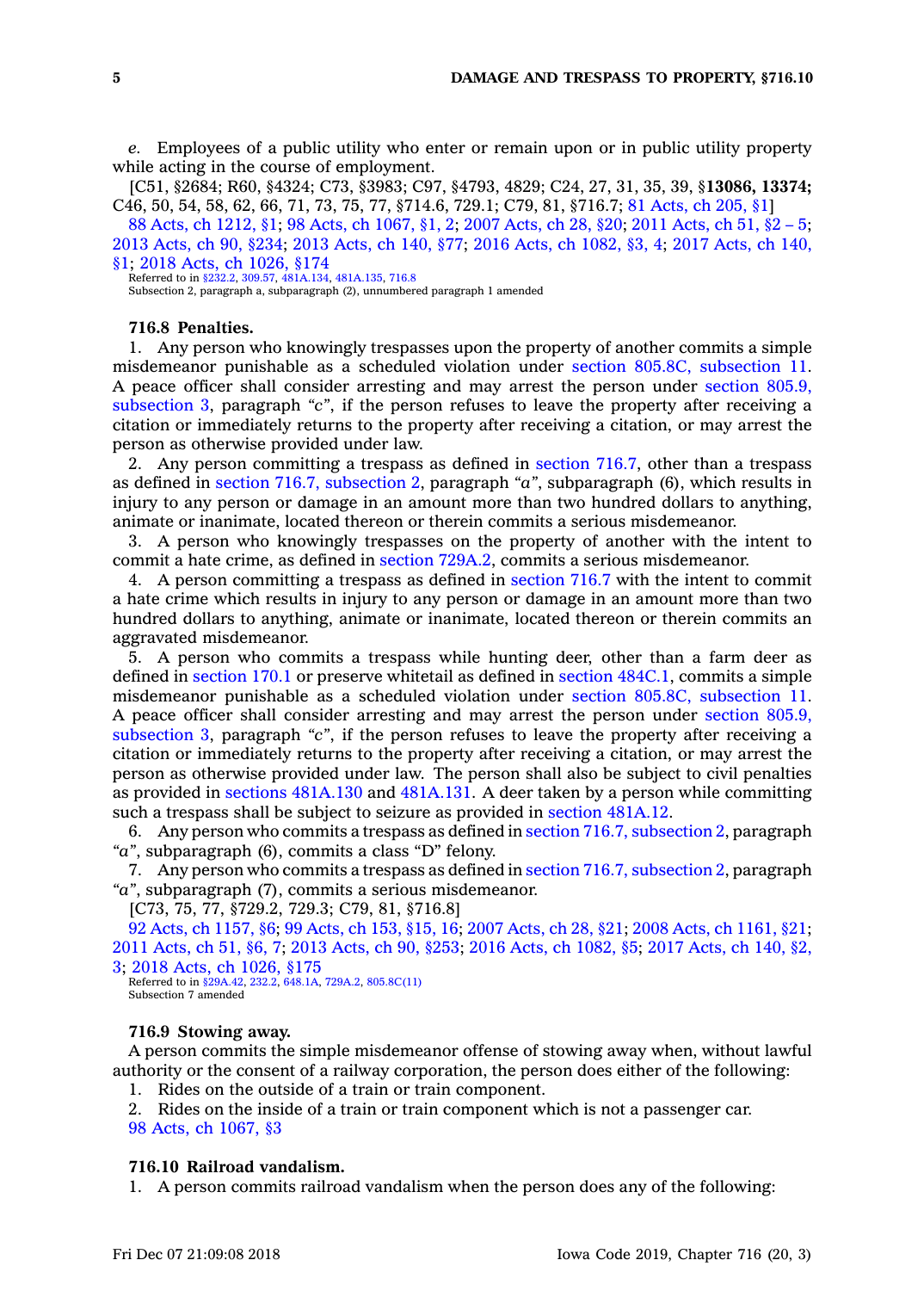*e.* Employees of a public utility who enter or remain upon or in public utility property while acting in the course of employment.

[C51, §2684; R60, §4324; C73, §3983; C97, §4793, 4829; C24, 27, 31, 35, 39, §**13086, 13374;** C46, 50, 54, 58, 62, 66, 71, 73, 75, 77, §714.6, 729.1; C79, 81, §716.7; 81 Acts, ch 205, §1]

88 Acts, ch 1212, §1; 98 Acts, ch 1067, §1, 2; 2007 Acts, ch 28, §20; 2011 Acts, ch 51, §2 – 5; 2013 Acts, ch 90, §234; 2013 Acts, ch 140, §77; 2016 Acts, ch 1082, §3, 4; 2017 Acts, ch 140, §1; 2018 Acts, ch 1026, §174

Referred to in §232.2, 309.57, 481A.134, 481A.135, 716.8

Subsection 2, paragraph a, subparagraph (2), unnumbered paragraph 1 amended

### 716.8 Penalties.

1. Any person who knowingly trespasses upon the property of another commits a simple misdemeanor punishable as a scheduled violation under section 805.8C, subsection 11. A peace officer shall consider arresting and may arrest the person under section 805.9, subsection 3, paragraph *"c"*, if the person refuses to leave the property after receiving a citation or immediately returns to the property after receiving a citation, or may arrest the person as otherwise provided under law.

2. Any person committing a trespass as defined in section 716.7, other than a trespass as defined in section 716.7, subsection 2, paragraph *"a"*, subparagraph (6), which results in injury to any person or damage in an amount more than two hundred dollars to anything, animate or inanimate, located thereon or therein commits a serious misdemeanor.

3. A person who knowingly trespasses on the property of another with the intent to commit a hate crime, as defined in section 729A.2, commits a serious misdemeanor.

4. A person committing a trespass as defined in section 716.7 with the intent to commit a hate crime which results in injury to any person or damage in an amount more than two hundred dollars to anything, animate or inanimate, located thereon or therein commits an aggravated misdemeanor.

5. A person who commits a trespass while hunting deer, other than a farm deer as defined in section 170.1 or preserve whitetail as defined in section 484C.1, commits a simple misdemeanor punishable as a scheduled violation under section 805.8C, subsection 11. A peace officer shall consider arresting and may arrest the person under section 805.9, subsection 3, paragraph *"c"*, if the person refuses to leave the property after receiving a citation or immediately returns to the property after receiving a citation, or may arrest the person as otherwise provided under law. The person shall also be subject to civil penalties as provided in sections 481A.130 and 481A.131. A deer taken by a person while committing such a trespass shall be subject to seizure as provided in section 481A.12.

6. Any person who commits a trespass as defined in section 716.7, subsection 2, paragraph *"a"*, subparagraph (6), commits a class "D" felony.

7. Any person who commits a trespass as defined in section 716.7, subsection 2, paragraph *"a"*, subparagraph (7), commits a serious misdemeanor.

[C73, 75, 77, §729.2, 729.3; C79, 81, §716.8]

92 Acts, ch 1157, §6; 99 Acts, ch 153, §15, 16; 2007 Acts, ch 28, §21; 2008 Acts, ch 1161, §21; 2011 Acts, ch 51, §6, 7; 2013 Acts, ch 90, §253; 2016 Acts, ch 1082, §5; 2017 Acts, ch 140, §2, 3; 2018 Acts, ch 1026, §175

Referred to in §29A.42, 232.2, 648.1A, 729A.2, 805.8C(11)

Subsection 7 amended

### 716.9 Stowing away.

A person commits the simple misdemeanor offense of stowing away when, without lawful authority or the consent of a railway corporation, the person does either of the following:

1. Rides on the outside of a train or train component.
2. Rides on the inside of a train or train component which is not a passenger car.

98 Acts, ch 1067, §3

### 716.10 Railroad vandalism.

1. A person commits railroad vandalism when the person does any of the following: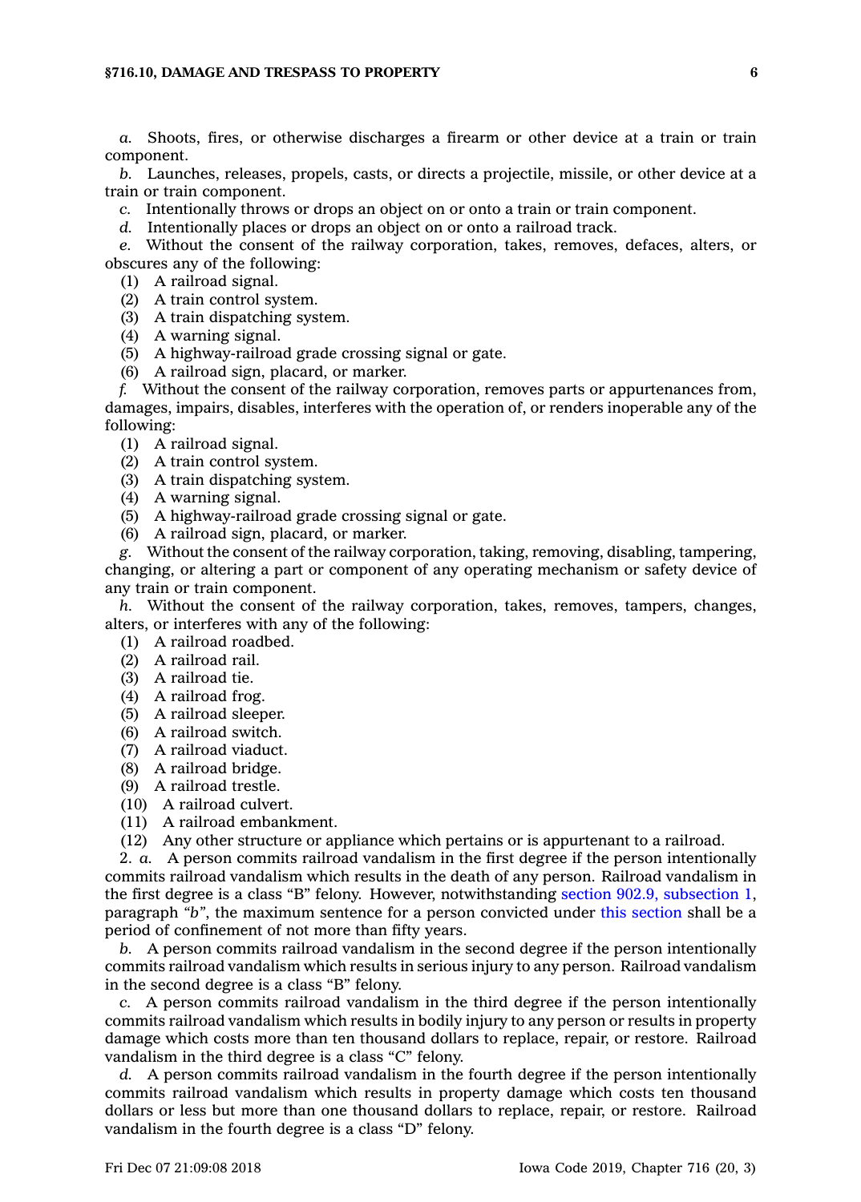*a.* Shoots, fires, or otherwise discharges a firearm or other device at a train or train component.

*b.* Launches, releases, propels, casts, or directs a projectile, missile, or other device at a train or train component.

*c.* Intentionally throws or drops an object on or onto a train or train component.

*d.* Intentionally places or drops an object on or onto a railroad track.

*e.* Without the consent of the railway corporation, takes, removes, defaces, alters, or obscures any of the following:

(1) A railroad signal.
(2) A train control system.
(3) A train dispatching system.
(4) A warning signal.
(5) A highway-railroad grade crossing signal or gate.
(6) A railroad sign, placard, or marker.

*f.* Without the consent of the railway corporation, removes parts or appurtenances from, damages, impairs, disables, interferes with the operation of, or renders inoperable any of the following:

(1) A railroad signal.
(2) A train control system.
(3) A train dispatching system.
(4) A warning signal.
(5) A highway-railroad grade crossing signal or gate.
(6) A railroad sign, placard, or marker.

*g.* Without the consent of the railway corporation, taking, removing, disabling, tampering, changing, or altering a part or component of any operating mechanism or safety device of any train or train component.

*h.* Without the consent of the railway corporation, takes, removes, tampers, changes, alters, or interferes with any of the following:

(1) A railroad roadbed.
(2) A railroad rail.
(3) A railroad tie.
(4) A railroad frog.
(5) A railroad sleeper.
(6) A railroad switch.
(7) A railroad viaduct.
(8) A railroad bridge.
(9) A railroad trestle.
(10) A railroad culvert.
(11) A railroad embankment.
(12) Any other structure or appliance which pertains or is appurtenant to a railroad.

2. *a.* A person commits railroad vandalism in the first degree if the person intentionally commits railroad vandalism which results in the death of any person. Railroad vandalism in the first degree is a class "B" felony. However, notwithstanding section 902.9, subsection 1, paragraph "*b*", the maximum sentence for a person convicted under this section shall be a period of confinement of not more than fifty years.

*b.* A person commits railroad vandalism in the second degree if the person intentionally commits railroad vandalism which results in serious injury to any person. Railroad vandalism in the second degree is a class "B" felony.

*c.* A person commits railroad vandalism in the third degree if the person intentionally commits railroad vandalism which results in bodily injury to any person or results in property damage which costs more than ten thousand dollars to replace, repair, or restore. Railroad vandalism in the third degree is a class "C" felony.

*d.* A person commits railroad vandalism in the fourth degree if the person intentionally commits railroad vandalism which results in property damage which costs ten thousand dollars or less but more than one thousand dollars to replace, repair, or restore. Railroad vandalism in the fourth degree is a class "D" felony.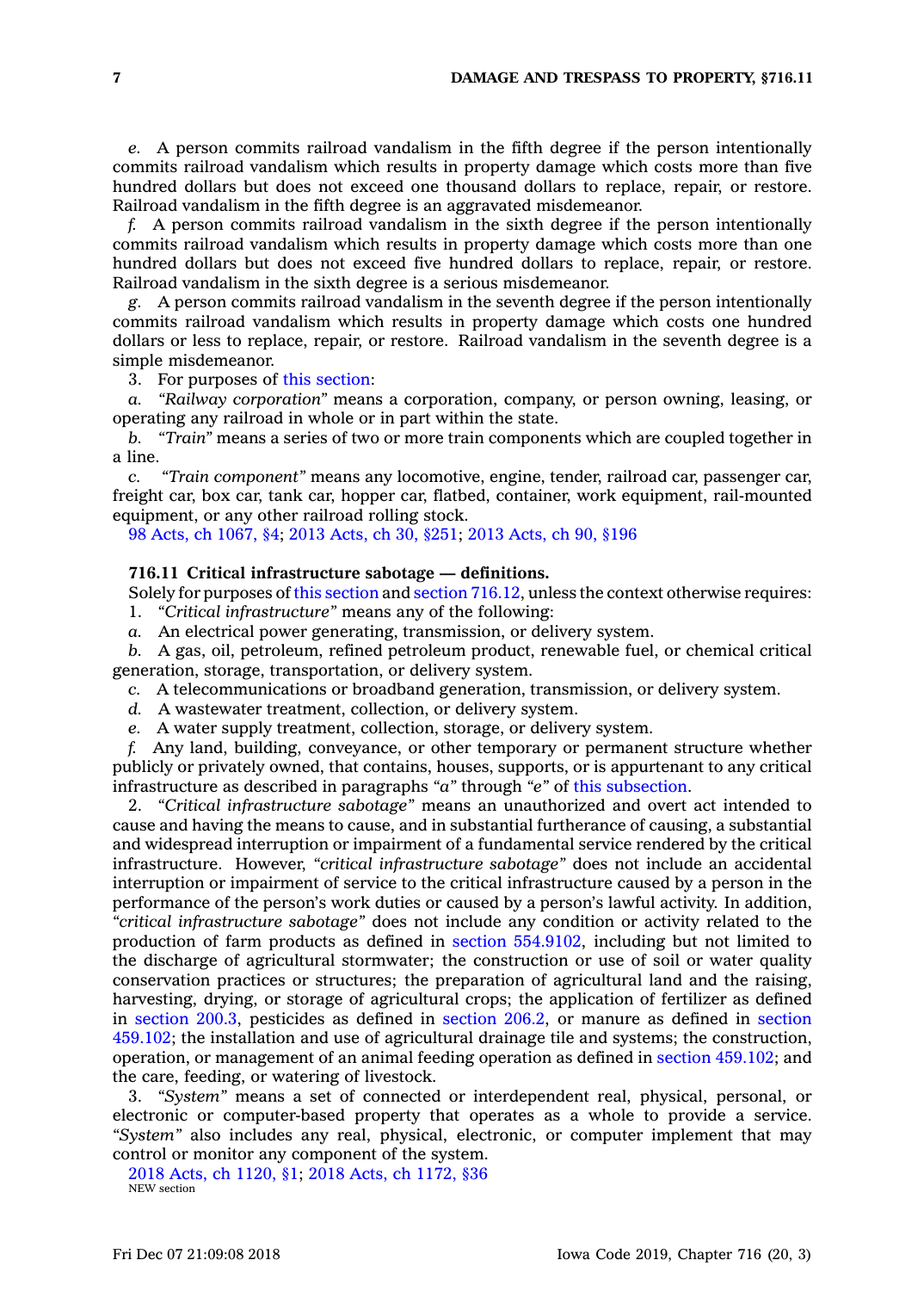*e.* A person commits railroad vandalism in the fifth degree if the person intentionally commits railroad vandalism which results in property damage which costs more than five hundred dollars but does not exceed one thousand dollars to replace, repair, or restore. Railroad vandalism in the fifth degree is an aggravated misdemeanor.

*f.* A person commits railroad vandalism in the sixth degree if the person intentionally commits railroad vandalism which results in property damage which costs more than one hundred dollars but does not exceed five hundred dollars to replace, repair, or restore. Railroad vandalism in the sixth degree is a serious misdemeanor.

*g.* A person commits railroad vandalism in the seventh degree if the person intentionally commits railroad vandalism which results in property damage which costs one hundred dollars or less to replace, repair, or restore. Railroad vandalism in the seventh degree is a simple misdemeanor.

3. For purposes of this section:

*a.* *"Railway corporation"* means a corporation, company, or person owning, leasing, or operating any railroad in whole or in part within the state.

*b.* *"Train"* means a series of two or more train components which are coupled together in a line.

*c.* *"Train component"* means any locomotive, engine, tender, railroad car, passenger car, freight car, box car, tank car, hopper car, flatbed, container, work equipment, rail-mounted equipment, or any other railroad rolling stock.

98 Acts, ch 1067, §4; 2013 Acts, ch 30, §251; 2013 Acts, ch 90, §196

**716.11 Critical infrastructure sabotage — definitions.**

Solely for purposes of this section and section 716.12, unless the context otherwise requires:

1. *"Critical infrastructure"* means any of the following:

*a.* An electrical power generating, transmission, or delivery system.

*b.* A gas, oil, petroleum, refined petroleum product, renewable fuel, or chemical critical generation, storage, transportation, or delivery system.

*c.* A telecommunications or broadband generation, transmission, or delivery system.

*d.* A wastewater treatment, collection, or delivery system.

*e.* A water supply treatment, collection, storage, or delivery system.

*f.* Any land, building, conveyance, or other temporary or permanent structure whether publicly or privately owned, that contains, houses, supports, or is appurtenant to any critical infrastructure as described in paragraphs *"a"* through *"e"* of this subsection.

2. *"Critical infrastructure sabotage"* means an unauthorized and overt act intended to cause and having the means to cause, and in substantial furtherance of causing, a substantial and widespread interruption or impairment of a fundamental service rendered by the critical infrastructure. However, *"critical infrastructure sabotage"* does not include an accidental interruption or impairment of service to the critical infrastructure caused by a person in the performance of the person's work duties or caused by a person's lawful activity. In addition, *"critical infrastructure sabotage"* does not include any condition or activity related to the production of farm products as defined in section 554.9102, including but not limited to the discharge of agricultural stormwater; the construction or use of soil or water quality conservation practices or structures; the preparation of agricultural land and the raising, harvesting, drying, or storage of agricultural crops; the application of fertilizer as defined in section 200.3, pesticides as defined in section 206.2, or manure as defined in section 459.102; the installation and use of agricultural drainage tile and systems; the construction, operation, or management of an animal feeding operation as defined in section 459.102; and the care, feeding, or watering of livestock.

3. *"System"* means a set of connected or interdependent real, physical, personal, or electronic or computer-based property that operates as a whole to provide a service. *"System"* also includes any real, physical, electronic, or computer implement that may control or monitor any component of the system.

2018 Acts, ch 1120, §1; 2018 Acts, ch 1172, §36
NEW section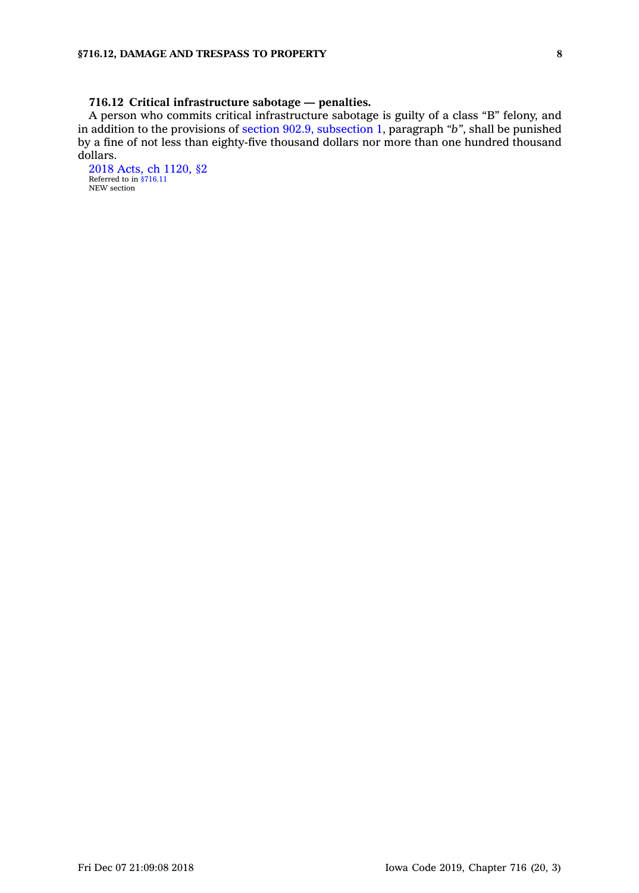**716.12 Critical infrastructure sabotage — penalties.**

A person who commits critical infrastructure sabotage is guilty of a class "B" felony, and in addition to the provisions of section 902.9, subsection 1, paragraph *"b"*, shall be punished by a fine of not less than eighty-five thousand dollars nor more than one hundred thousand dollars.

2018 Acts, ch 1120, §2
Referred to in §716.11
NEW section